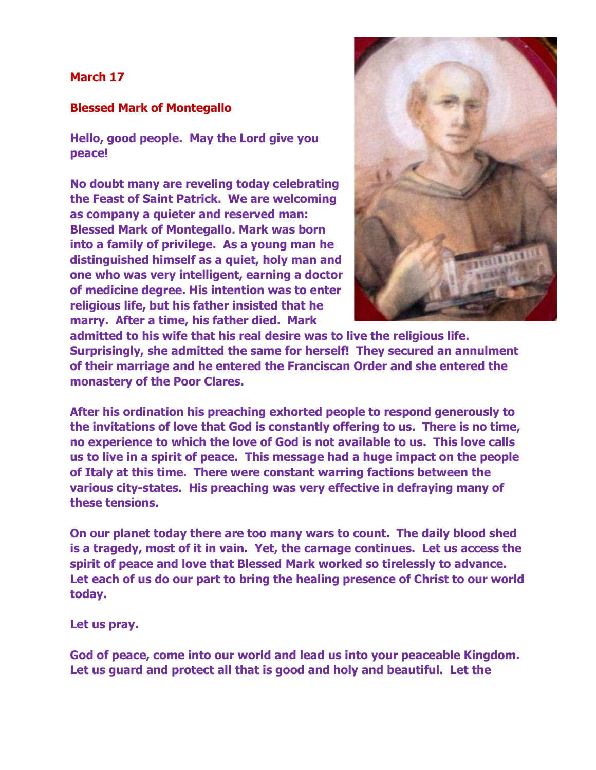**March 17**

**Blessed Mark of Montegallo**

**Hello, good people.  May the Lord give you peace!**

**No doubt many are reveling today celebrating the Feast of Saint Patrick.  We are welcoming as company a quieter and reserved man: Blessed Mark of Montegallo. Mark was born into a family of privilege.  As a young man he distinguished himself as a quiet, holy man and one who was very intelligent, earning a doctor of medicine degree. His intention was to enter religious life, but his father insisted that he marry.  After a time, his father died.  Mark admitted to his wife that his real desire was to live the religious life. Surprisingly, she admitted the same for herself!  They secured an annulment of their marriage and he entered the Franciscan Order and she entered the monastery of the Poor Clares.**

**After his ordination his preaching exhorted people to respond generously to the invitations of love that God is constantly offering to us.  There is no time, no experience to which the love of God is not available to us.  This love calls us to live in a spirit of peace.  This message had a huge impact on the people of Italy at this time.  There were constant warring factions between the various city-states.  His preaching was very effective in defraying many of these tensions.**

**On our planet today there are too many wars to count.  The daily blood shed is a tragedy, most of it in vain.  Yet, the carnage continues.  Let us access the spirit of peace and love that Blessed Mark worked so tirelessly to advance. Let each of us do our part to bring the healing presence of Christ to our world today.**

**Let us pray.**

**God of peace, come into our world and lead us into your peaceable Kingdom. Let us guard and protect all that is good and holy and beautiful.  Let the**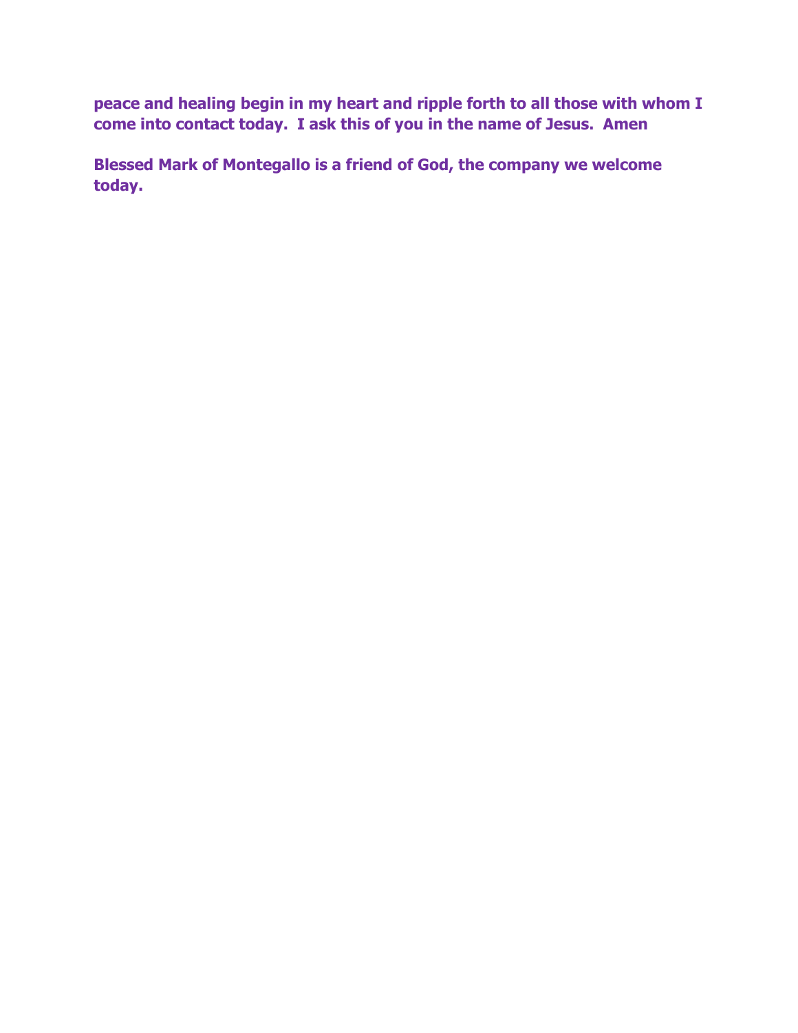**peace and healing begin in my heart and ripple forth to all those with whom I come into contact today. I ask this of you in the name of Jesus. Amen**

**Blessed Mark of Montegallo is a friend of God, the company we welcome today.**